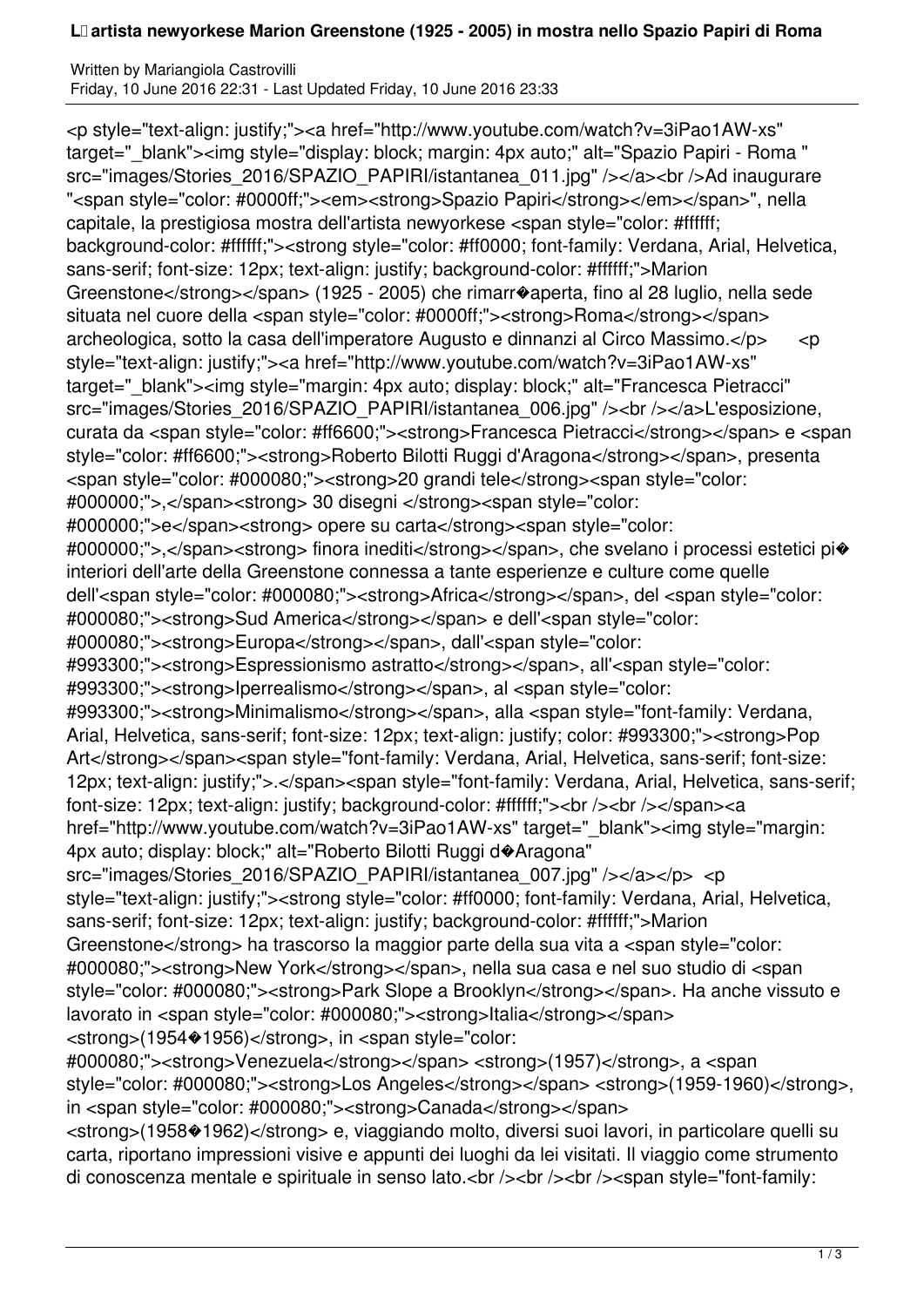# L�artista newyorkese Marion Greenstone (1925 - 2005) in mostra nello Spazio Papiri di Roma

Written by Mariangiola Castrovilli
Friday, 10 June 2016 22:31 - Last Updated Friday, 10 June 2016 23:33

<p style="text-align: justify;"><a href="http://www.youtube.com/watch?v=3iPao1AW-xs" target="_blank"><img style="display: block; margin: 4px auto;" alt="Spazio Papiri - Roma " src="images/Stories_2016/SPAZIO_PAPIRI/istantanea_011.jpg" /></a><br />Ad inaugurare "<span style="color: #0000ff;"><em><strong>Spazio Papiri</strong></em></span>", nella capitale, la prestigiosa mostra dell'artista newyorkese <span style="color: #ffffff; background-color: #ffffff;"><strong style="color: #ff0000; font-family: Verdana, Arial, Helvetica, sans-serif; font-size: 12px; text-align: justify; background-color: #ffffff;">Marion Greenstone</strong></span> (1925 - 2005) che rimarr�aperta, fino al 28 luglio, nella sede situata nel cuore della <span style="color: #0000ff;"><strong>Roma</strong></span> archeologica, sotto la casa dell'imperatore Augusto e dinnanzi al Circo Massimo.</p> <p style="text-align: justify;"><a href="http://www.youtube.com/watch?v=3iPao1AW-xs" target="_blank"><img style="margin: 4px auto; display: block;" alt="Francesca Pietracci" src="images/Stories_2016/SPAZIO_PAPIRI/istantanea_006.jpg" /><br /></a>L'esposizione, curata da <span style="color: #ff6600;"><strong>Francesca Pietracci</strong></span> e <span style="color: #ff6600;"><strong>Roberto Bilotti Ruggi d'Aragona</strong></span>, presenta <span style="color: #000080;"><strong>20 grandi tele</strong><span style="color: #000000;">,</span><strong> 30 disegni </strong><span style="color: #000000;">e</span><strong> opere su carta</strong><span style="color: #000000;">,</span><strong> finora inediti</strong></span>, che svelano i processi estetici pi� interiori dell'arte della Greenstone connessa a tante esperienze e culture come quelle dell'<span style="color: #000080;"><strong>Africa</strong></span>, del <span style="color: #000080;"><strong>Sud America</strong></span> e dell'<span style="color: #000080;"><strong>Europa</strong></span>, dall'<span style="color: #993300;"><strong>Espressionismo astratto</strong></span>, all'<span style="color: #993300;"><strong>Iperrealismo</strong></span>, al <span style="color: #993300;"><strong>Minimalismo</strong></span>, alla <span style="font-family: Verdana, Arial, Helvetica, sans-serif; font-size: 12px; text-align: justify; color: #993300;"><strong>Pop Art</strong></span><span style="font-family: Verdana, Arial, Helvetica, sans-serif; font-size: 12px; text-align: justify;">.</span><span style="font-family: Verdana, Arial, Helvetica, sans-serif; font-size: 12px; text-align: justify; background-color: #ffffff;"><br /><br /></span><a href="http://www.youtube.com/watch?v=3iPao1AW-xs" target="_blank"><img style="margin: 4px auto; display: block;" alt="Roberto Bilotti Ruggi d�Aragona" src="images/Stories_2016/SPAZIO_PAPIRI/istantanea_007.jpg" /></a></p> <p style="text-align: justify;"><strong style="color: #ff0000; font-family: Verdana, Arial, Helvetica, sans-serif; font-size: 12px; text-align: justify; background-color: #ffffff;">Marion Greenstone</strong> ha trascorso la maggior parte della sua vita a <span style="color: #000080;"><strong>New York</strong></span>, nella sua casa e nel suo studio di <span style="color: #000080;"><strong>Park Slope a Brooklyn</strong></span>. Ha anche vissuto e lavorato in <span style="color: #000080;"><strong>Italia</strong></span> <strong>(1954�1956)</strong>, in <span style="color: #000080;"><strong>Venezuela</strong></span> <strong>(1957)</strong>, a <span style="color: #000080;"><strong>Los Angeles</strong></span> <strong>(1959-1960)</strong>, in <span style="color: #000080;"><strong>Canada</strong></span> <strong>(1958�1962)</strong> e, viaggiando molto, diversi suoi lavori, in particolare quelli su carta, riportano impressioni visive e appunti dei luoghi da lei visitati. Il viaggio come strumento di conoscenza mentale e spirituale in senso lato.<br /><br /><br /><span style="font-family: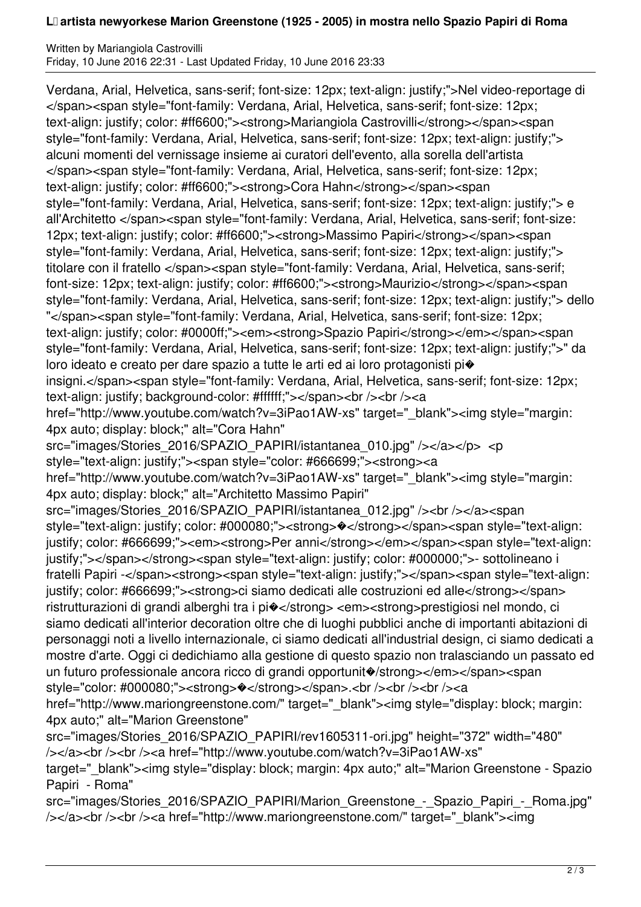Written by Mariangiola Castrovilli
Friday, 10 June 2016 22:31 - Last Updated Friday, 10 June 2016 23:33

Verdana, Arial, Helvetica, sans-serif; font-size: 12px; text-align: justify;">Nel video-reportage di </span><span style="font-family: Verdana, Arial, Helvetica, sans-serif; font-size: 12px; text-align: justify; color: #ff6600;"><strong>Mariangiola Castrovilli</strong></span><span style="font-family: Verdana, Arial, Helvetica, sans-serif; font-size: 12px; text-align: justify;"> alcuni momenti del vernissage insieme ai curatori dell'evento, alla sorella dell'artista </span><span style="font-family: Verdana, Arial, Helvetica, sans-serif; font-size: 12px; text-align: justify; color: #ff6600;"><strong>Cora Hahn</strong></span><span style="font-family: Verdana, Arial, Helvetica, sans-serif; font-size: 12px; text-align: justify;"> e all'Architetto </span><span style="font-family: Verdana, Arial, Helvetica, sans-serif; font-size: 12px; text-align: justify; color: #ff6600;"><strong>Massimo Papiri</strong></span><span style="font-family: Verdana, Arial, Helvetica, sans-serif; font-size: 12px; text-align: justify;"> titolare con il fratello </span><span style="font-family: Verdana, Arial, Helvetica, sans-serif; font-size: 12px; text-align: justify; color: #ff6600;"><strong>Maurizio</strong></span><span style="font-family: Verdana, Arial, Helvetica, sans-serif; font-size: 12px; text-align: justify;"> dello "</span><span style="font-family: Verdana, Arial, Helvetica, sans-serif; font-size: 12px; text-align: justify; color: #0000ff;"><em><strong>Spazio Papiri</strong></em></span><span style="font-family: Verdana, Arial, Helvetica, sans-serif; font-size: 12px; text-align: justify;">" da loro ideato e creato per dare spazio a tutte le arti ed ai loro protagonisti pi� insigni.</span><span style="font-family: Verdana, Arial, Helvetica, sans-serif; font-size: 12px; text-align: justify; background-color: #ffffff;"></span><br /><br /><a href="http://www.youtube.com/watch?v=3iPao1AW-xs" target="_blank"><img style="margin: 4px auto; display: block;" alt="Cora Hahn" src="images/Stories_2016/SPAZIO_PAPIRI/istantanea_010.jpg" /></a></p> <p style="text-align: justify;"><span style="color: #666699;"><strong><a href="http://www.youtube.com/watch?v=3iPao1AW-xs" target="_blank"><img style="margin: 4px auto; display: block;" alt="Architetto Massimo Papiri" src="images/Stories_2016/SPAZIO_PAPIRI/istantanea_012.jpg" /><br /></a><span style="text-align: justify; color: #000080;"><strong>�</strong></span><span style="text-align: justify; color: #666699;"><em><strong>Per anni</strong></em></span><span style="text-align: justify;"></span></strong><span style="text-align: justify; color: #000000;">- sottolineano i fratelli Papiri -</span><strong><span style="text-align: justify;"></span><span style="text-align: justify; color: #666699;"><strong>ci siamo dedicati alle costruzioni ed alle</strong></span> ristrutturazioni di grandi alberghi tra i pi�</strong> <em><strong>prestigiosi nel mondo, ci siamo dedicati all'interior decoration oltre che di luoghi pubblici anche di importanti abitazioni di personaggi noti a livello internazionale, ci siamo dedicati all'industrial design, ci siamo dedicati a mostre d'arte. Oggi ci dedichiamo alla gestione di questo spazio non tralasciando un passato ed un futuro professionale ancora ricco di grandi opportunit�/strong></em></span><span style="color: #000080;"><strong>�</strong></span>.<br /><br /><br /><a href="http://www.mariongreenstone.com/" target="_blank"><img style="display: block; margin: 4px auto;" alt="Marion Greenstone" src="images/Stories_2016/SPAZIO_PAPIRI/rev1605311-ori.jpg" height="372" width="480" /></a><br /><br /><a href="http://www.youtube.com/watch?v=3iPao1AW-xs" target="_blank"><img style="display: block; margin: 4px auto;" alt="Marion Greenstone - Spazio Papiri - Roma" src="images/Stories_2016/SPAZIO_PAPIRI/Marion_Greenstone_-_Spazio_Papiri_-_Roma.jpg" /></a><br /><br /><a href="http://www.mariongreenstone.com/" target="_blank"><img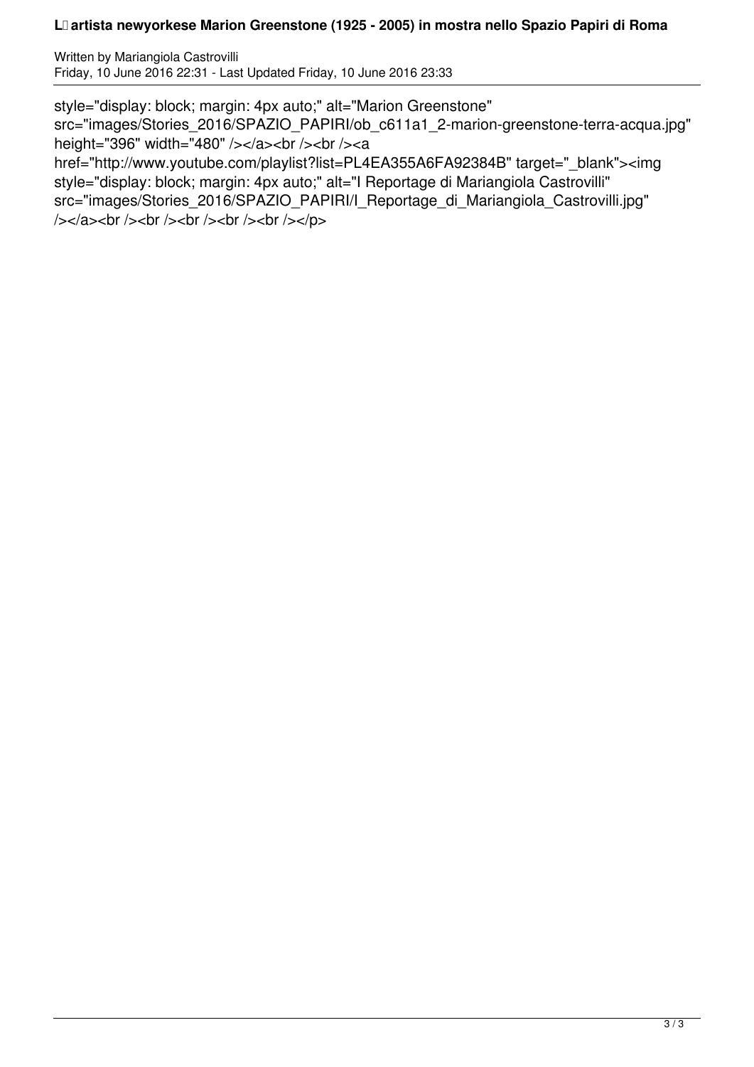style="display: block; margin: 4px auto;" alt="Marion Greenstone" src="images/Stories_2016/SPAZIO_PAPIRI/ob_c611a1_2-marion-greenstone-terra-acqua.jpg" height="396" width="480" /></a><br /><br /><a href="http://www.youtube.com/playlist?list=PL4EA355A6FA92384B" target="_blank"><img style="display: block; margin: 4px auto;" alt="I Reportage di Mariangiola Castrovilli" src="images/Stories_2016/SPAZIO_PAPIRI/I_Reportage_di_Mariangiola_Castrovilli.jpg" /></a><br /><br /><br /><br /><br /></p>